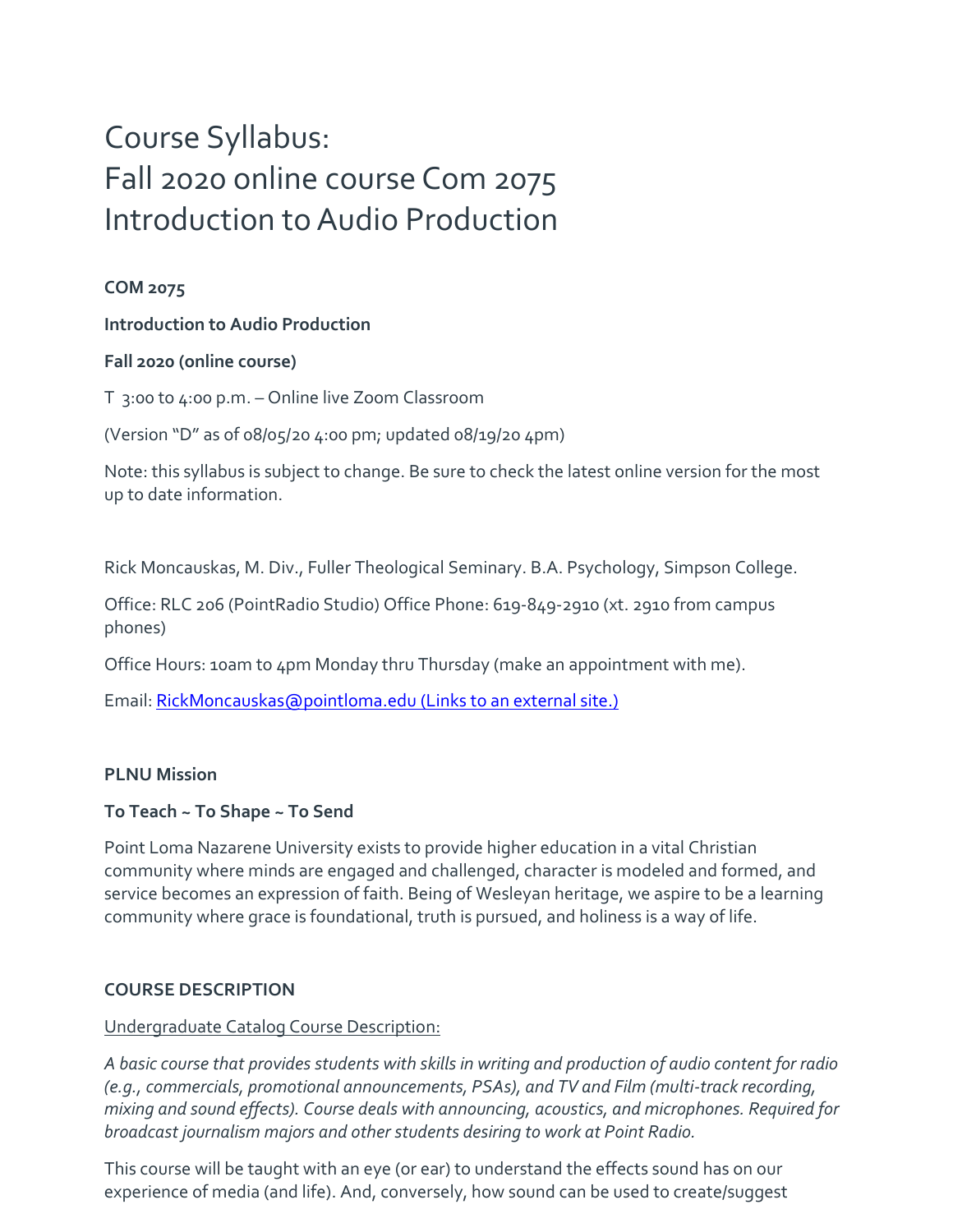# Course Syllabus:
# Fall 2020 online course Com 2075
# Introduction to Audio Production

**COM 2075**

**Introduction to Audio Production**

**Fall 2020 (online course)**

T 3:00 to 4:00 p.m. – Online live Zoom Classroom

(Version "D" as of 08/05/20 4:00 pm; updated 08/19/20 4pm)

Note: this syllabus is subject to change. Be sure to check the latest online version for the most up to date information.

Rick Moncauskas, M. Div., Fuller Theological Seminary. B.A. Psychology, Simpson College.

Office: RLC 206 (PointRadio Studio) Office Phone: 619-849-2910 (xt. 2910 from campus phones)

Office Hours: 10am to 4pm Monday thru Thursday (make an appointment with me).

Email: [RickMoncauskas@pointloma.edu (Links to an external site.)](mailto:RickMoncauskas@pointloma.edu)

**PLNU Mission**

**To Teach ~ To Shape ~ To Send**

Point Loma Nazarene University exists to provide higher education in a vital Christian community where minds are engaged and challenged, character is modeled and formed, and service becomes an expression of faith. Being of Wesleyan heritage, we aspire to be a learning community where grace is foundational, truth is pursued, and holiness is a way of life.

**COURSE DESCRIPTION**

Undergraduate Catalog Course Description:

*A basic course that provides students with skills in writing and production of audio content for radio (e.g., commercials, promotional announcements, PSAs), and TV and Film (multi-track recording, mixing and sound effects). Course deals with announcing, acoustics, and microphones. Required for broadcast journalism majors and other students desiring to work at Point Radio.*

This course will be taught with an eye (or ear) to understand the effects sound has on our experience of media (and life). And, conversely, how sound can be used to create/suggest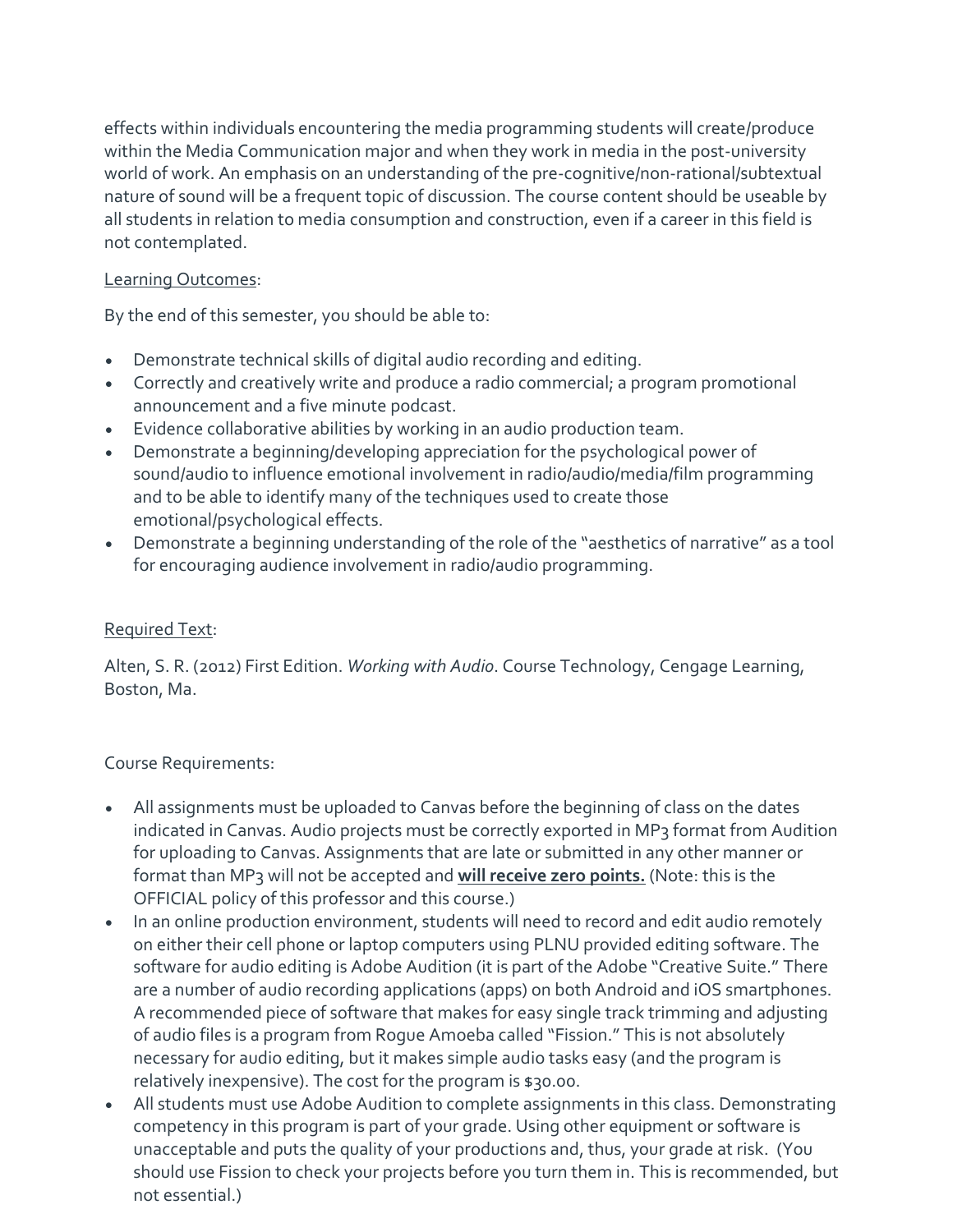effects within individuals encountering the media programming students will create/produce within the Media Communication major and when they work in media in the post-university world of work. An emphasis on an understanding of the pre-cognitive/non-rational/subtextual nature of sound will be a frequent topic of discussion. The course content should be useable by all students in relation to media consumption and construction, even if a career in this field is not contemplated.

Learning Outcomes:

By the end of this semester, you should be able to:

- Demonstrate technical skills of digital audio recording and editing.
- Correctly and creatively write and produce a radio commercial; a program promotional announcement and a five minute podcast.
- Evidence collaborative abilities by working in an audio production team.
- Demonstrate a beginning/developing appreciation for the psychological power of sound/audio to influence emotional involvement in radio/audio/media/film programming and to be able to identify many of the techniques used to create those emotional/psychological effects.
- Demonstrate a beginning understanding of the role of the "aesthetics of narrative" as a tool for encouraging audience involvement in radio/audio programming.

Required Text:

Alten, S. R. (2012) First Edition. *Working with Audio*. Course Technology, Cengage Learning, Boston, Ma.

Course Requirements:

- All assignments must be uploaded to Canvas before the beginning of class on the dates indicated in Canvas. Audio projects must be correctly exported in MP3 format from Audition for uploading to Canvas. Assignments that are late or submitted in any other manner or format than MP3 will not be accepted and **will receive zero points.** (Note: this is the OFFICIAL policy of this professor and this course.)
- In an online production environment, students will need to record and edit audio remotely on either their cell phone or laptop computers using PLNU provided editing software. The software for audio editing is Adobe Audition (it is part of the Adobe "Creative Suite." There are a number of audio recording applications (apps) on both Android and iOS smartphones. A recommended piece of software that makes for easy single track trimming and adjusting of audio files is a program from Rogue Amoeba called "Fission." This is not absolutely necessary for audio editing, but it makes simple audio tasks easy (and the program is relatively inexpensive). The cost for the program is $30.00.
- All students must use Adobe Audition to complete assignments in this class. Demonstrating competency in this program is part of your grade. Using other equipment or software is unacceptable and puts the quality of your productions and, thus, your grade at risk. (You should use Fission to check your projects before you turn them in. This is recommended, but not essential.)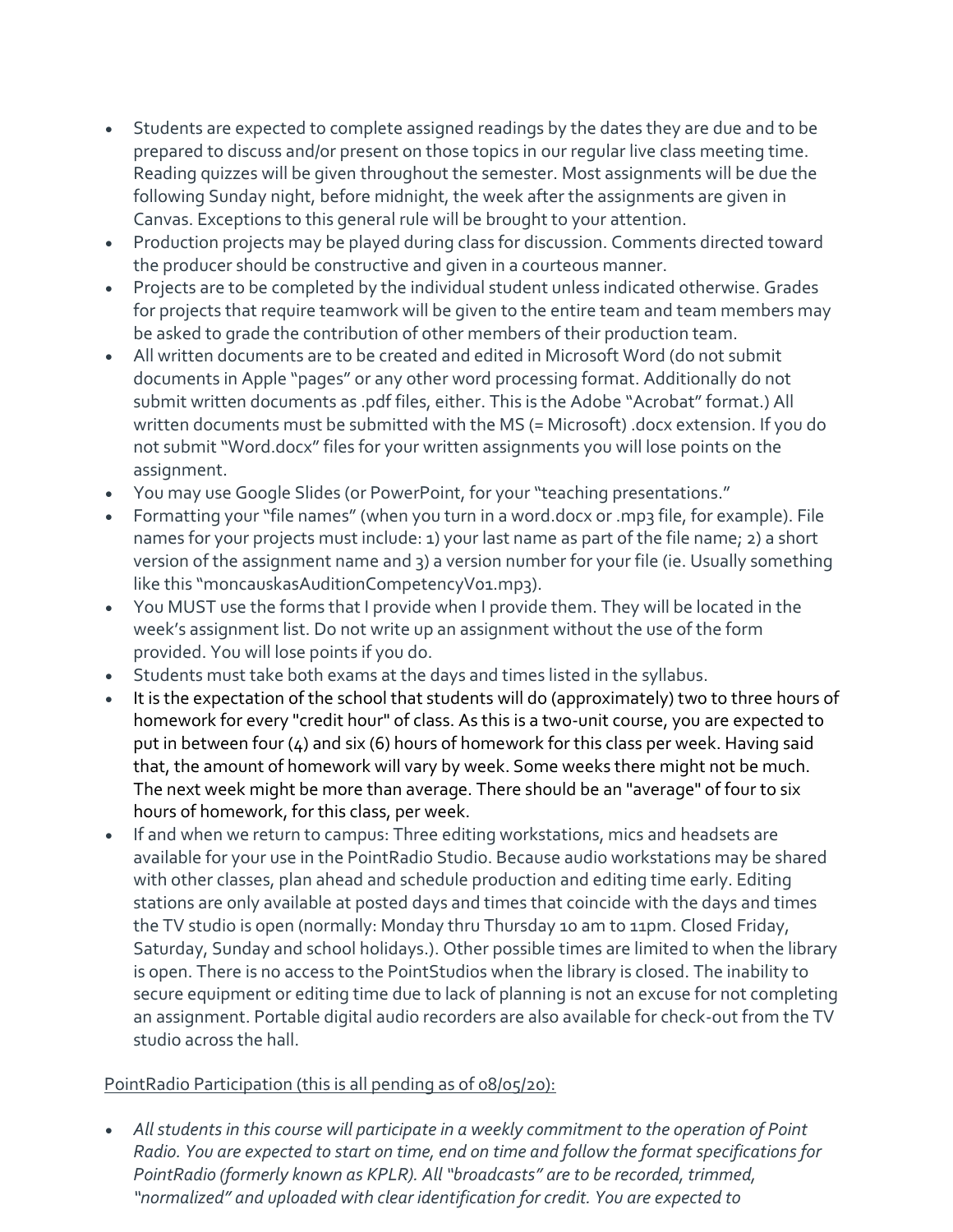- Students are expected to complete assigned readings by the dates they are due and to be prepared to discuss and/or present on those topics in our regular live class meeting time. Reading quizzes will be given throughout the semester. Most assignments will be due the following Sunday night, before midnight, the week after the assignments are given in Canvas. Exceptions to this general rule will be brought to your attention.
- Production projects may be played during class for discussion. Comments directed toward the producer should be constructive and given in a courteous manner.
- Projects are to be completed by the individual student unless indicated otherwise. Grades for projects that require teamwork will be given to the entire team and team members may be asked to grade the contribution of other members of their production team.
- All written documents are to be created and edited in Microsoft Word (do not submit documents in Apple "pages" or any other word processing format. Additionally do not submit written documents as .pdf files, either. This is the Adobe "Acrobat" format.) All written documents must be submitted with the MS (= Microsoft) .docx extension. If you do not submit "Word.docx" files for your written assignments you will lose points on the assignment.
- You may use Google Slides (or PowerPoint, for your "teaching presentations."
- Formatting your "file names" (when you turn in a word.docx or .mp3 file, for example). File names for your projects must include: 1) your last name as part of the file name; 2) a short version of the assignment name and 3) a version number for your file (ie. Usually something like this "moncauskasAuditionCompetencyV01.mp3).
- You MUST use the forms that I provide when I provide them. They will be located in the week's assignment list. Do not write up an assignment without the use of the form provided. You will lose points if you do.
- Students must take both exams at the days and times listed in the syllabus.
- It is the expectation of the school that students will do (approximately) two to three hours of homework for every "credit hour" of class. As this is a two-unit course, you are expected to put in between four (4) and six (6) hours of homework for this class per week. Having said that, the amount of homework will vary by week. Some weeks there might not be much. The next week might be more than average. There should be an "average" of four to six hours of homework, for this class, per week.
- If and when we return to campus: Three editing workstations, mics and headsets are available for your use in the PointRadio Studio. Because audio workstations may be shared with other classes, plan ahead and schedule production and editing time early. Editing stations are only available at posted days and times that coincide with the days and times the TV studio is open (normally: Monday thru Thursday 10 am to 11pm. Closed Friday, Saturday, Sunday and school holidays.). Other possible times are limited to when the library is open. There is no access to the PointStudios when the library is closed. The inability to secure equipment or editing time due to lack of planning is not an excuse for not completing an assignment. Portable digital audio recorders are also available for check-out from the TV studio across the hall.

<u>PointRadio Participation (this is all pending as of 08/05/20):</u>

- *All students in this course will participate in a weekly commitment to the operation of Point Radio. You are expected to start on time, end on time and follow the format specifications for PointRadio (formerly known as KPLR). All "broadcasts" are to be recorded, trimmed, "normalized" and uploaded with clear identification for credit. You are expected to*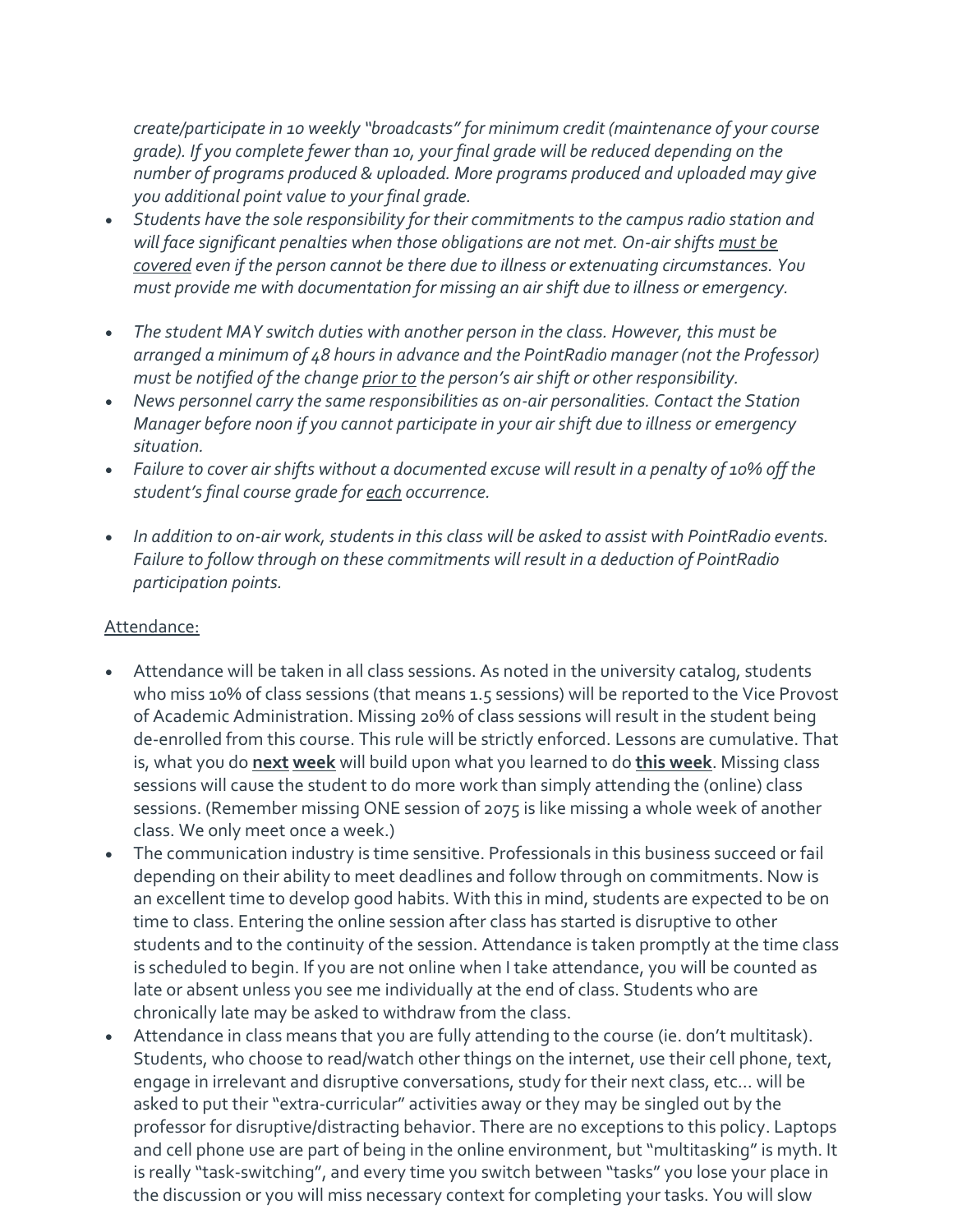*create/participate in 10 weekly "broadcasts" for minimum credit (maintenance of your course grade). If you complete fewer than 10, your final grade will be reduced depending on the number of programs produced & uploaded. More programs produced and uploaded may give you additional point value to your final grade.*

- *Students have the sole responsibility for their commitments to the campus radio station and will face significant penalties when those obligations are not met. On-air shifts <u>must be covered</u> even if the person cannot be there due to illness or extenuating circumstances. You must provide me with documentation for missing an air shift due to illness or emergency.*
- *The student MAY switch duties with another person in the class. However, this must be arranged a minimum of 48 hours in advance and the PointRadio manager (not the Professor) must be notified of the change <u>prior to</u> the person's air shift or other responsibility.*
- *News personnel carry the same responsibilities as on-air personalities. Contact the Station Manager before noon if you cannot participate in your air shift due to illness or emergency situation.*
- *Failure to cover air shifts without a documented excuse will result in a penalty of 10% off the student's final course grade for <u>each</u> occurrence.*
- *In addition to on-air work, students in this class will be asked to assist with PointRadio events. Failure to follow through on these commitments will result in a deduction of PointRadio participation points.*

<u>Attendance:</u>

- Attendance will be taken in all class sessions. As noted in the university catalog, students who miss 10% of class sessions (that means 1.5 sessions) will be reported to the Vice Provost of Academic Administration. Missing 20% of class sessions will result in the student being de-enrolled from this course. This rule will be strictly enforced. Lessons are cumulative. That is, what you do <u>**next week**</u> will build upon what you learned to do <u>**this week**</u>. Missing class sessions will cause the student to do more work than simply attending the (online) class sessions. (Remember missing ONE session of 2075 is like missing a whole week of another class. We only meet once a week.)
- The communication industry is time sensitive. Professionals in this business succeed or fail depending on their ability to meet deadlines and follow through on commitments. Now is an excellent time to develop good habits. With this in mind, students are expected to be on time to class. Entering the online session after class has started is disruptive to other students and to the continuity of the session. Attendance is taken promptly at the time class is scheduled to begin. If you are not online when I take attendance, you will be counted as late or absent unless you see me individually at the end of class. Students who are chronically late may be asked to withdraw from the class.
- Attendance in class means that you are fully attending to the course (ie. don't multitask). Students, who choose to read/watch other things on the internet, use their cell phone, text, engage in irrelevant and disruptive conversations, study for their next class, etc... will be asked to put their "extra-curricular" activities away or they may be singled out by the professor for disruptive/distracting behavior. There are no exceptions to this policy. Laptops and cell phone use are part of being in the online environment, but "multitasking" is myth. It is really "task-switching", and every time you switch between "tasks" you lose your place in the discussion or you will miss necessary context for completing your tasks. You will slow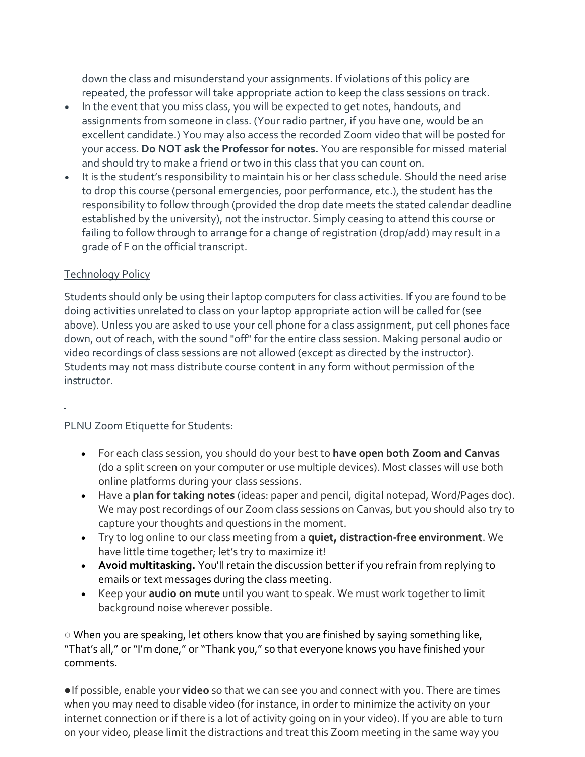down the class and misunderstand your assignments. If violations of this policy are repeated, the professor will take appropriate action to keep the class sessions on track.

- In the event that you miss class, you will be expected to get notes, handouts, and assignments from someone in class. (Your radio partner, if you have one, would be an excellent candidate.) You may also access the recorded Zoom video that will be posted for your access. **Do NOT ask the Professor for notes.** You are responsible for missed material and should try to make a friend or two in this class that you can count on.
- It is the student's responsibility to maintain his or her class schedule. Should the need arise to drop this course (personal emergencies, poor performance, etc.), the student has the responsibility to follow through (provided the drop date meets the stated calendar deadline established by the university), not the instructor. Simply ceasing to attend this course or failing to follow through to arrange for a change of registration (drop/add) may result in a grade of F on the official transcript.

Technology Policy

Students should only be using their laptop computers for class activities. If you are found to be doing activities unrelated to class on your laptop appropriate action will be called for (see above). Unless you are asked to use your cell phone for a class assignment, put cell phones face down, out of reach, with the sound "off" for the entire class session. Making personal audio or video recordings of class sessions are not allowed (except as directed by the instructor). Students may not mass distribute course content in any form without permission of the instructor.

PLNU Zoom Etiquette for Students:

- For each class session, you should do your best to **have open both Zoom and Canvas** (do a split screen on your computer or use multiple devices). Most classes will use both online platforms during your class sessions.
- Have a **plan for taking notes** (ideas: paper and pencil, digital notepad, Word/Pages doc). We may post recordings of our Zoom class sessions on Canvas, but you should also try to capture your thoughts and questions in the moment.
- Try to log online to our class meeting from a **quiet, distraction-free environment**. We have little time together; let's try to maximize it!
- **Avoid multitasking.** You'll retain the discussion better if you refrain from replying to emails or text messages during the class meeting.
- Keep your **audio on mute** until you want to speak. We must work together to limit background noise wherever possible.

○ When you are speaking, let others know that you are finished by saying something like, "That's all," or "I'm done," or "Thank you," so that everyone knows you have finished your comments.

● If possible, enable your **video** so that we can see you and connect with you. There are times when you may need to disable video (for instance, in order to minimize the activity on your internet connection or if there is a lot of activity going on in your video). If you are able to turn on your video, please limit the distractions and treat this Zoom meeting in the same way you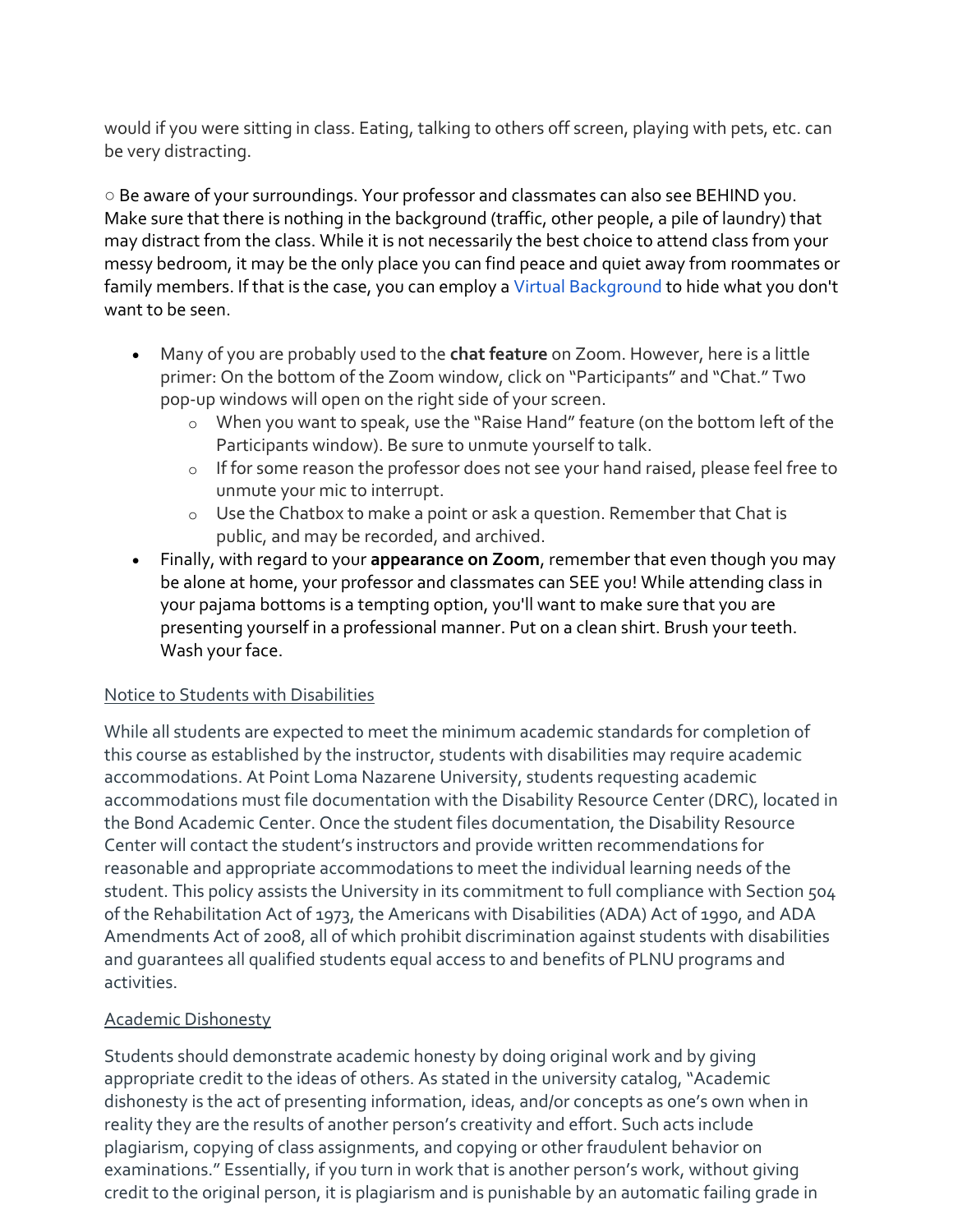would if you were sitting in class. Eating, talking to others off screen, playing with pets, etc. can be very distracting.

○ Be aware of your surroundings. Your professor and classmates can also see BEHIND you. Make sure that there is nothing in the background (traffic, other people, a pile of laundry) that may distract from the class. While it is not necessarily the best choice to attend class from your messy bedroom, it may be the only place you can find peace and quiet away from roommates or family members. If that is the case, you can employ a Virtual Background to hide what you don't want to be seen.

- Many of you are probably used to the **chat feature** on Zoom. However, here is a little primer: On the bottom of the Zoom window, click on "Participants" and "Chat." Two pop-up windows will open on the right side of your screen.
  - When you want to speak, use the "Raise Hand" feature (on the bottom left of the Participants window). Be sure to unmute yourself to talk.
  - If for some reason the professor does not see your hand raised, please feel free to unmute your mic to interrupt.
  - Use the Chatbox to make a point or ask a question. Remember that Chat is public, and may be recorded, and archived.
- Finally, with regard to your **appearance on Zoom**, remember that even though you may be alone at home, your professor and classmates can SEE you! While attending class in your pajama bottoms is a tempting option, you'll want to make sure that you are presenting yourself in a professional manner. Put on a clean shirt. Brush your teeth. Wash your face.

## Notice to Students with Disabilities

While all students are expected to meet the minimum academic standards for completion of this course as established by the instructor, students with disabilities may require academic accommodations. At Point Loma Nazarene University, students requesting academic accommodations must file documentation with the Disability Resource Center (DRC), located in the Bond Academic Center. Once the student files documentation, the Disability Resource Center will contact the student's instructors and provide written recommendations for reasonable and appropriate accommodations to meet the individual learning needs of the student. This policy assists the University in its commitment to full compliance with Section 504 of the Rehabilitation Act of 1973, the Americans with Disabilities (ADA) Act of 1990, and ADA Amendments Act of 2008, all of which prohibit discrimination against students with disabilities and guarantees all qualified students equal access to and benefits of PLNU programs and activities.

## Academic Dishonesty

Students should demonstrate academic honesty by doing original work and by giving appropriate credit to the ideas of others. As stated in the university catalog, "Academic dishonesty is the act of presenting information, ideas, and/or concepts as one's own when in reality they are the results of another person's creativity and effort. Such acts include plagiarism, copying of class assignments, and copying or other fraudulent behavior on examinations." Essentially, if you turn in work that is another person's work, without giving credit to the original person, it is plagiarism and is punishable by an automatic failing grade in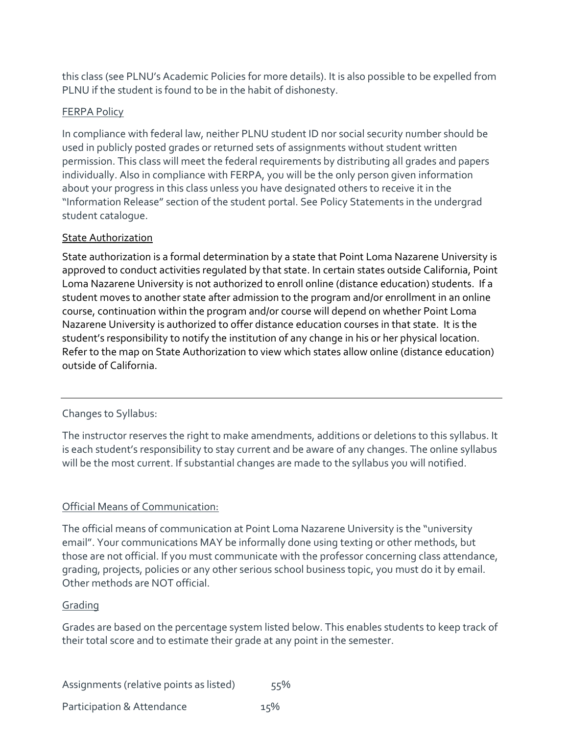this class (see PLNU's Academic Policies for more details). It is also possible to be expelled from PLNU if the student is found to be in the habit of dishonesty.

FERPA Policy

In compliance with federal law, neither PLNU student ID nor social security number should be used in publicly posted grades or returned sets of assignments without student written permission. This class will meet the federal requirements by distributing all grades and papers individually. Also in compliance with FERPA, you will be the only person given information about your progress in this class unless you have designated others to receive it in the "Information Release" section of the student portal. See Policy Statements in the undergrad student catalogue.

State Authorization

State authorization is a formal determination by a state that Point Loma Nazarene University is approved to conduct activities regulated by that state. In certain states outside California, Point Loma Nazarene University is not authorized to enroll online (distance education) students. If a student moves to another state after admission to the program and/or enrollment in an online course, continuation within the program and/or course will depend on whether Point Loma Nazarene University is authorized to offer distance education courses in that state. It is the student's responsibility to notify the institution of any change in his or her physical location. Refer to the map on State Authorization to view which states allow online (distance education) outside of California.

---

Changes to Syllabus:

The instructor reserves the right to make amendments, additions or deletions to this syllabus. It is each student's responsibility to stay current and be aware of any changes. The online syllabus will be the most current. If substantial changes are made to the syllabus you will notified.

Official Means of Communication:

The official means of communication at Point Loma Nazarene University is the "university email". Your communications MAY be informally done using texting or other methods, but those are not official. If you must communicate with the professor concerning class attendance, grading, projects, policies or any other serious school business topic, you must do it by email. Other methods are NOT official.

Grading

Grades are based on the percentage system listed below. This enables students to keep track of their total score and to estimate their grade at any point in the semester.

| | |
|---|---|
| Assignments (relative points as listed) | 55% |
| Participation & Attendance | 15% |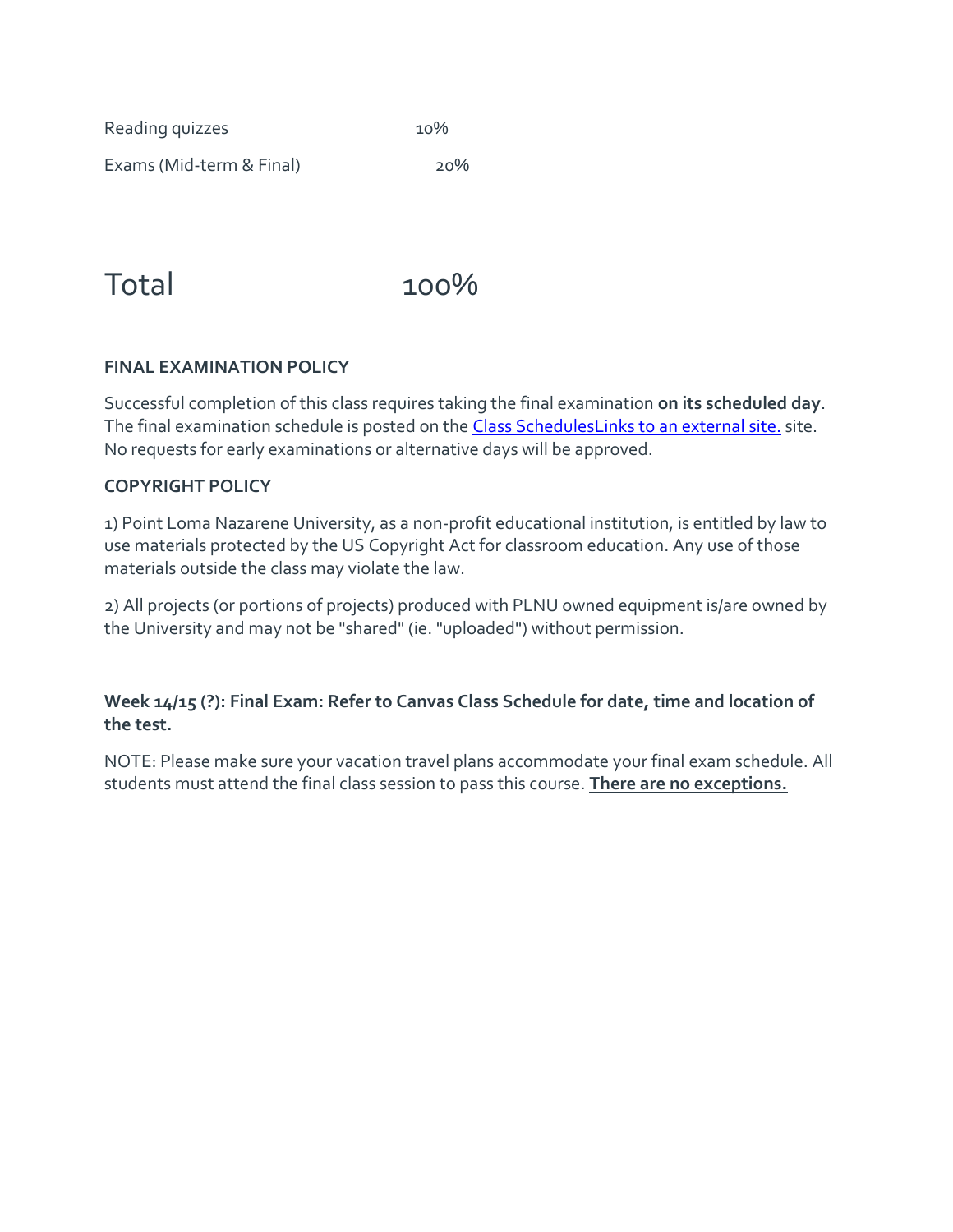| | |
|---|---|
| Reading quizzes | 10% |
| Exams (Mid-term & Final) | 20% |
| **Total** | **100%** |

**FINAL EXAMINATION POLICY**

Successful completion of this class requires taking the final examination **on its scheduled day**. The final examination schedule is posted on the [Class SchedulesLinks to an external site.]() site. No requests for early examinations or alternative days will be approved.

**COPYRIGHT POLICY**

1) Point Loma Nazarene University, as a non-profit educational institution, is entitled by law to use materials protected by the US Copyright Act for classroom education. Any use of those materials outside the class may violate the law.

2) All projects (or portions of projects) produced with PLNU owned equipment is/are owned by the University and may not be "shared" (ie. "uploaded") without permission.

**Week 14/15 (?): Final Exam: Refer to Canvas Class Schedule for date, time and location of the test.**

NOTE: Please make sure your vacation travel plans accommodate your final exam schedule. All students must attend the final class session to pass this course. **There are no exceptions.**